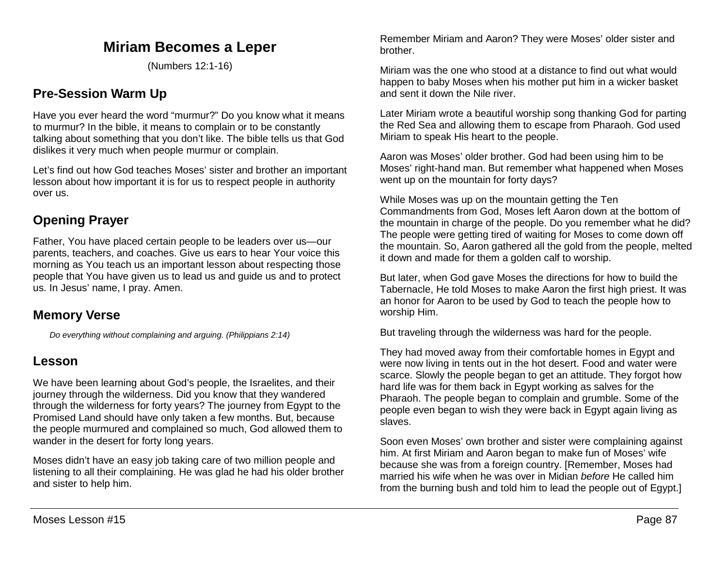# Miriam Becomes a Leper

(Numbers 12:1-16)

## Pre-Session Warm Up

Have you ever heard the word "murmur?" Do you know what it means to murmur? In the bible, it means to complain or to be constantly talking about something that you don't like. The bible tells us that God dislikes it very much when people murmur or complain.

Let's find out how God teaches Moses' sister and brother an important lesson about how important it is for us to respect people in authority over us.

## Opening Prayer

Father, You have placed certain people to be leaders over us—our parents, teachers, and coaches. Give us ears to hear Your voice this morning as You teach us an important lesson about respecting those people that You have given us to lead us and guide us and to protect us. In Jesus' name, I pray. Amen.

## Memory Verse

*Do everything without complaining and arguing. (Philippians 2:14)*

## Lesson

We have been learning about God's people, the Israelites, and their journey through the wilderness. Did you know that they wandered through the wilderness for forty years? The journey from Egypt to the Promised Land should have only taken a few months. But, because the people murmured and complained so much, God allowed them to wander in the desert for forty long years.

Moses didn't have an easy job taking care of two million people and listening to all their complaining. He was glad he had his older brother and sister to help him.

Remember Miriam and Aaron? They were Moses' older sister and brother.

Miriam was the one who stood at a distance to find out what would happen to baby Moses when his mother put him in a wicker basket and sent it down the Nile river.

Later Miriam wrote a beautiful worship song thanking God for parting the Red Sea and allowing them to escape from Pharaoh. God used Miriam to speak His heart to the people.

Aaron was Moses' older brother. God had been using him to be Moses' right-hand man. But remember what happened when Moses went up on the mountain for forty days?

While Moses was up on the mountain getting the Ten Commandments from God, Moses left Aaron down at the bottom of the mountain in charge of the people. Do you remember what he did? The people were getting tired of waiting for Moses to come down off the mountain. So, Aaron gathered all the gold from the people, melted it down and made for them a golden calf to worship.

But later, when God gave Moses the directions for how to build the Tabernacle, He told Moses to make Aaron the first high priest. It was an honor for Aaron to be used by God to teach the people how to worship Him.

But traveling through the wilderness was hard for the people.

They had moved away from their comfortable homes in Egypt and were now living in tents out in the hot desert. Food and water were scarce. Slowly the people began to get an attitude. They forgot how hard life was for them back in Egypt working as salves for the Pharaoh. The people began to complain and grumble. Some of the people even began to wish they were back in Egypt again living as slaves.

Soon even Moses' own brother and sister were complaining against him. At first Miriam and Aaron began to make fun of Moses' wife because she was from a foreign country. [Remember, Moses had married his wife when he was over in Midian *before* He called him from the burning bush and told him to lead the people out of Egypt.]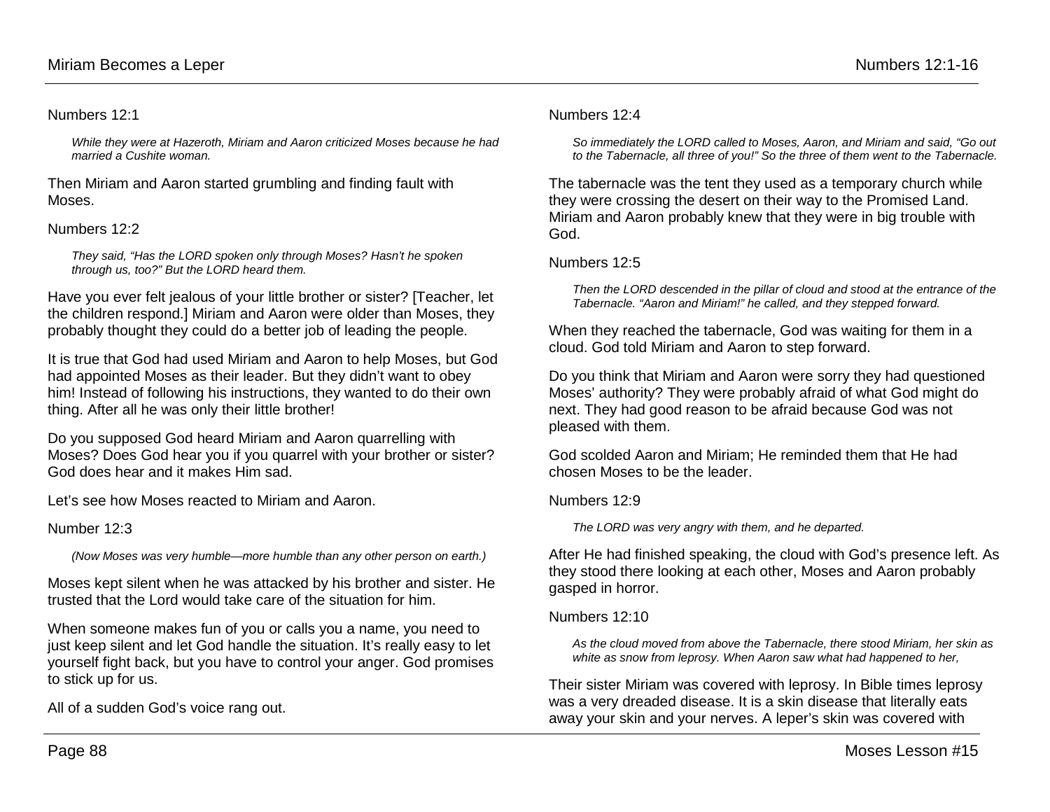Numbers 12:1

*While they were at Hazeroth, Miriam and Aaron criticized Moses because he had married a Cushite woman.*

Then Miriam and Aaron started grumbling and finding fault with Moses.

Numbers 12:2

*They said, "Has the LORD spoken only through Moses? Hasn't he spoken through us, too?" But the LORD heard them.*

Have you ever felt jealous of your little brother or sister? [Teacher, let the children respond.] Miriam and Aaron were older than Moses, they probably thought they could do a better job of leading the people.

It is true that God had used Miriam and Aaron to help Moses, but God had appointed Moses as their leader. But they didn't want to obey him! Instead of following his instructions, they wanted to do their own thing. After all he was only their little brother!

Do you supposed God heard Miriam and Aaron quarrelling with Moses? Does God hear you if you quarrel with your brother or sister? God does hear and it makes Him sad.

Let's see how Moses reacted to Miriam and Aaron.

Number 12:3

*(Now Moses was very humble—more humble than any other person on earth.)*

Moses kept silent when he was attacked by his brother and sister. He trusted that the Lord would take care of the situation for him.

When someone makes fun of you or calls you a name, you need to just keep silent and let God handle the situation. It's really easy to let yourself fight back, but you have to control your anger. God promises to stick up for us.

All of a sudden God's voice rang out.

Numbers 12:4

*So immediately the LORD called to Moses, Aaron, and Miriam and said, "Go out to the Tabernacle, all three of you!" So the three of them went to the Tabernacle.*

The tabernacle was the tent they used as a temporary church while they were crossing the desert on their way to the Promised Land. Miriam and Aaron probably knew that they were in big trouble with God.

Numbers 12:5

*Then the LORD descended in the pillar of cloud and stood at the entrance of the Tabernacle. "Aaron and Miriam!" he called, and they stepped forward.*

When they reached the tabernacle, God was waiting for them in a cloud. God told Miriam and Aaron to step forward.

Do you think that Miriam and Aaron were sorry they had questioned Moses' authority? They were probably afraid of what God might do next. They had good reason to be afraid because God was not pleased with them.

God scolded Aaron and Miriam; He reminded them that He had chosen Moses to be the leader.

Numbers 12:9

*The LORD was very angry with them, and he departed.*

After He had finished speaking, the cloud with God's presence left. As they stood there looking at each other, Moses and Aaron probably gasped in horror.

Numbers 12:10

*As the cloud moved from above the Tabernacle, there stood Miriam, her skin as white as snow from leprosy. When Aaron saw what had happened to her,*

Their sister Miriam was covered with leprosy. In Bible times leprosy was a very dreaded disease. It is a skin disease that literally eats away your skin and your nerves. A leper's skin was covered with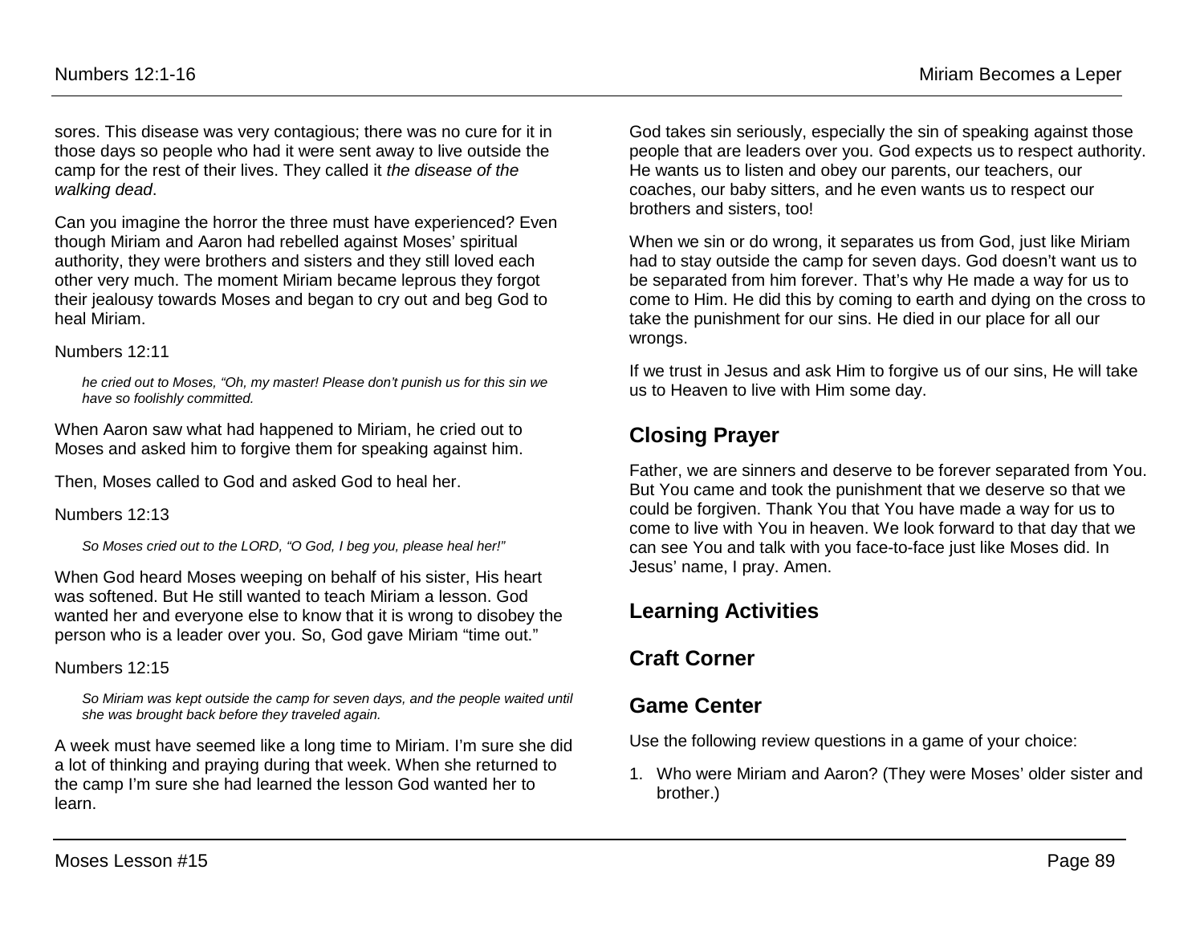sores. This disease was very contagious; there was no cure for it in those days so people who had it were sent away to live outside the camp for the rest of their lives. They called it *the disease of the walking dead*.

Can you imagine the horror the three must have experienced? Even though Miriam and Aaron had rebelled against Moses' spiritual authority, they were brothers and sisters and they still loved each other very much. The moment Miriam became leprous they forgot their jealousy towards Moses and began to cry out and beg God to heal Miriam.

Numbers 12:11

> *he cried out to Moses, "Oh, my master! Please don't punish us for this sin we have so foolishly committed.*

When Aaron saw what had happened to Miriam, he cried out to Moses and asked him to forgive them for speaking against him.

Then, Moses called to God and asked God to heal her.

Numbers 12:13

> *So Moses cried out to the LORD, "O God, I beg you, please heal her!"*

When God heard Moses weeping on behalf of his sister, His heart was softened. But He still wanted to teach Miriam a lesson. God wanted her and everyone else to know that it is wrong to disobey the person who is a leader over you. So, God gave Miriam "time out."

Numbers 12:15

> *So Miriam was kept outside the camp for seven days, and the people waited until she was brought back before they traveled again.*

A week must have seemed like a long time to Miriam. I'm sure she did a lot of thinking and praying during that week. When she returned to the camp I'm sure she had learned the lesson God wanted her to learn.

God takes sin seriously, especially the sin of speaking against those people that are leaders over you. God expects us to respect authority. He wants us to listen and obey our parents, our teachers, our coaches, our baby sitters, and he even wants us to respect our brothers and sisters, too!

When we sin or do wrong, it separates us from God, just like Miriam had to stay outside the camp for seven days. God doesn't want us to be separated from him forever. That's why He made a way for us to come to Him. He did this by coming to earth and dying on the cross to take the punishment for our sins. He died in our place for all our wrongs.

If we trust in Jesus and ask Him to forgive us of our sins, He will take us to Heaven to live with Him some day.

## Closing Prayer

Father, we are sinners and deserve to be forever separated from You. But You came and took the punishment that we deserve so that we could be forgiven. Thank You that You have made a way for us to come to live with You in heaven. We look forward to that day that we can see You and talk with you face-to-face just like Moses did. In Jesus' name, I pray. Amen.

## Learning Activities

## Craft Corner

## Game Center

Use the following review questions in a game of your choice:

1. Who were Miriam and Aaron? (They were Moses' older sister and brother.)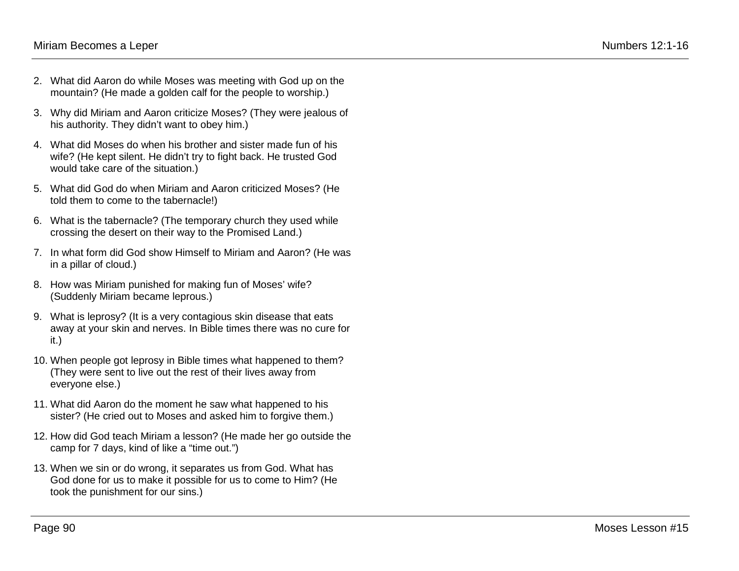2. What did Aaron do while Moses was meeting with God up on the mountain? (He made a golden calf for the people to worship.)

3. Why did Miriam and Aaron criticize Moses? (They were jealous of his authority. They didn't want to obey him.)

4. What did Moses do when his brother and sister made fun of his wife? (He kept silent. He didn't try to fight back. He trusted God would take care of the situation.)

5. What did God do when Miriam and Aaron criticized Moses? (He told them to come to the tabernacle!)

6. What is the tabernacle? (The temporary church they used while crossing the desert on their way to the Promised Land.)

7. In what form did God show Himself to Miriam and Aaron? (He was in a pillar of cloud.)

8. How was Miriam punished for making fun of Moses' wife? (Suddenly Miriam became leprous.)

9. What is leprosy? (It is a very contagious skin disease that eats away at your skin and nerves. In Bible times there was no cure for it.)

10. When people got leprosy in Bible times what happened to them? (They were sent to live out the rest of their lives away from everyone else.)

11. What did Aaron do the moment he saw what happened to his sister? (He cried out to Moses and asked him to forgive them.)

12. How did God teach Miriam a lesson? (He made her go outside the camp for 7 days, kind of like a "time out.")

13. When we sin or do wrong, it separates us from God. What has God done for us to make it possible for us to come to Him? (He took the punishment for our sins.)